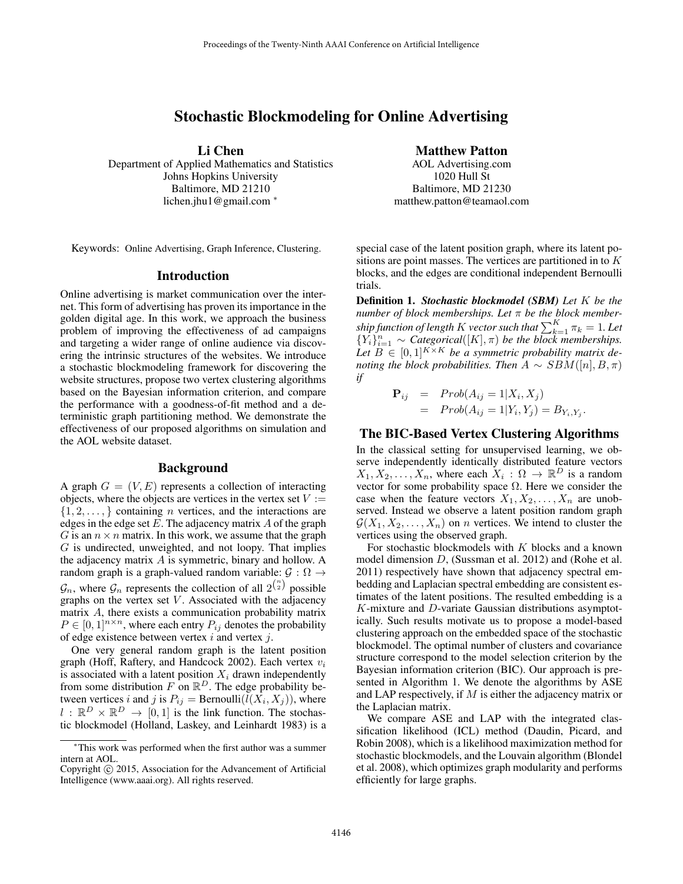# Stochastic Blockmodeling for Online Advertising

**Li Chen**
Department of Applied Mathematics and Statistics
Johns Hopkins University
Baltimore, MD 21210
lichen.jhu1@gmail.com *

**Matthew Patton**
AOL Advertising.com
1020 Hull St
Baltimore, MD 21230
matthew.patton@teamaol.com

Keywords: Online Advertising, Graph Inference, Clustering.

## Introduction

Online advertising is market communication over the internet. This form of advertising has proven its importance in the golden digital age. In this work, we approach the business problem of improving the effectiveness of ad campaigns and targeting a wider range of online audience via discovering the intrinsic structures of the websites. We introduce a stochastic blockmodeling framework for discovering the website structures, propose two vertex clustering algorithms based on the Bayesian information criterion, and compare the performance with a goodness-of-fit method and a deterministic graph partitioning method. We demonstrate the effectiveness of our proposed algorithms on simulation and the AOL website dataset.

## Background

A graph $G = (V, E)$ represents a collection of interacting objects, where the objects are vertices in the vertex set $V := \{1, 2, \ldots, \}$ containing $n$ vertices, and the interactions are edges in the edge set $E$. The adjacency matrix $A$ of the graph $G$ is an $n \times n$ matrix. In this work, we assume that the graph $G$ is undirected, unweighted, and not loopy. That implies the adjacency matrix $A$ is symmetric, binary and hollow. A random graph is a graph-valued random variable: $\mathcal{G} : \Omega \rightarrow \mathcal{G}_n$, where $\mathcal{G}_n$ represents the collection of all $2^{\binom{n}{2}}$ possible graphs on the vertex set $V$. Associated with the adjacency matrix $A$, there exists a communication probability matrix $P \in [0, 1]^{n \times n}$, where each entry $P_{ij}$ denotes the probability of edge existence between vertex $i$ and vertex $j$.

One very general random graph is the latent position graph (Hoff, Raftery, and Handcock 2002). Each vertex $v_i$ is associated with a latent position $X_i$ drawn independently from some distribution $F$ on $\mathbb{R}^D$. The edge probability between vertices $i$ and $j$ is $P_{ij} = \text{Bernoulli}(l(X_i, X_j))$, where $l : \mathbb{R}^D \times \mathbb{R}^D \rightarrow [0, 1]$ is the link function. The stochastic blockmodel (Holland, Laskey, and Leinhardt 1983) is a special case of the latent position graph, where its latent positions are point masses. The vertices are partitioned in to $K$ blocks, and the edges are conditional independent Bernoulli trials.

**Definition 1.** ***Stochastic blockmodel (SBM)*** *Let $K$ be the number of block memberships. Let $\pi$ be the block membership function of length $K$ vector such that $\sum_{k=1}^{K} \pi_k = 1$. Let $\{Y_i\}_{i=1}^{n} \sim$ Categorical$([K], \pi)$ be the block memberships. Let $B \in [0, 1]^{K \times K}$ be a symmetric probability matrix denoting the block probabilities. Then $A \sim SBM([n], B, \pi)$ if*

$$
\begin{aligned}
\mathbf{P}_{ij} &= Prob(A_{ij} = 1 | X_i, X_j) \\
&= Prob(A_{ij} = 1 | Y_i, Y_j) = B_{Y_i, Y_j}.
\end{aligned}
$$

## The BIC-Based Vertex Clustering Algorithms

In the classical setting for unsupervised learning, we observe independently identically distributed feature vectors $X_1, X_2, \ldots, X_n$, where each $X_i : \Omega \rightarrow \mathbb{R}^D$ is a random vector for some probability space $\Omega$. Here we consider the case when the feature vectors $X_1, X_2, \ldots, X_n$ are unobserved. Instead we observe a latent position random graph $\mathcal{G}(X_1, X_2, \ldots, X_n)$ on $n$ vertices. We intend to cluster the vertices using the observed graph.

For stochastic blockmodels with $K$ blocks and a known model dimension $D$, (Sussman et al. 2012) and (Rohe et al. 2011) respectively have shown that adjacency spectral embedding and Laplacian spectral embedding are consistent estimates of the latent positions. The resulted embedding is a $K$-mixture and $D$-variate Gaussian distributions asymptotically. Such results motivate us to propose a model-based clustering approach on the embedded space of the stochastic blockmodel. The optimal number of clusters and covariance structure correspond to the model selection criterion by the Bayesian information criterion (BIC). Our approach is presented in Algorithm 1. We denote the algorithms by ASE and LAP respectively, if $M$ is either the adjacency matrix or the Laplacian matrix.

We compare ASE and LAP with the integrated classification likelihood (ICL) method (Daudin, Picard, and Robin 2008), which is a likelihood maximization method for stochastic blockmodels, and the Louvain algorithm (Blondel et al. 2008), which optimizes graph modularity and performs efficiently for large graphs.

---

*This work was performed when the first author was a summer intern at AOL.

Copyright © 2015, Association for the Advancement of Artificial Intelligence (www.aaai.org). All rights reserved.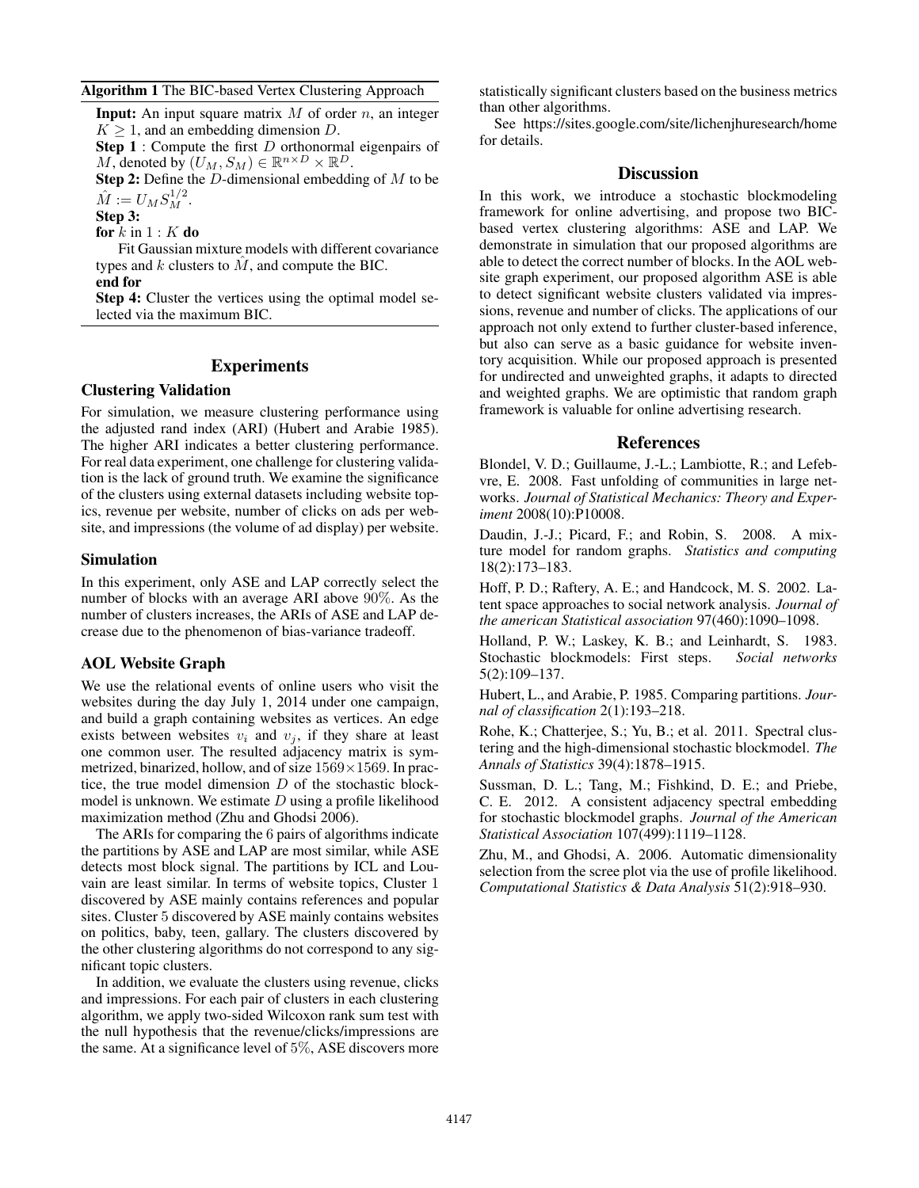**Algorithm 1** The BIC-based Vertex Clustering Approach

**Input:** An input square matrix $M$ of order $n$, an integer $K \geq 1$, and an embedding dimension $D$.

**Step 1** : Compute the first $D$ orthonormal eigenpairs of $M$, denoted by $(U_M, S_M) \in \mathbb{R}^{n \times D} \times \mathbb{R}^D$.

**Step 2:** Define the $D$-dimensional embedding of $M$ to be $\hat{M} := U_M S_M^{1/2}$.

**Step 3:**

**for** $k$ in $1 : K$ **do**

Fit Gaussian mixture models with different covariance types and $k$ clusters to $\hat{M}$, and compute the BIC.

**end for**

**Step 4:** Cluster the vertices using the optimal model selected via the maximum BIC.

## Experiments

### Clustering Validation

For simulation, we measure clustering performance using the adjusted rand index (ARI) (Hubert and Arabie 1985). The higher ARI indicates a better clustering performance. For real data experiment, one challenge for clustering validation is the lack of ground truth. We examine the significance of the clusters using external datasets including website topics, revenue per website, number of clicks on ads per website, and impressions (the volume of ad display) per website.

### Simulation

In this experiment, only ASE and LAP correctly select the number of blocks with an average ARI above $90\%$. As the number of clusters increases, the ARIs of ASE and LAP decrease due to the phenomenon of bias-variance tradeoff.

### AOL Website Graph

We use the relational events of online users who visit the websites during the day July 1, 2014 under one campaign, and build a graph containing websites as vertices. An edge exists between websites $v_i$ and $v_j$, if they share at least one common user. The resulted adjacency matrix is symmetrized, binarized, hollow, and of size $1569 \times 1569$. In practice, the true model dimension $D$ of the stochastic blockmodel is unknown. We estimate $D$ using a profile likelihood maximization method (Zhu and Ghodsi 2006).

The ARIs for comparing the 6 pairs of algorithms indicate the partitions by ASE and LAP are most similar, while ASE detects most block signal. The partitions by ICL and Louvain are least similar. In terms of website topics, Cluster 1 discovered by ASE mainly contains references and popular sites. Cluster 5 discovered by ASE mainly contains websites on politics, baby, teen, gallary. The clusters discovered by the other clustering algorithms do not correspond to any significant topic clusters.

In addition, we evaluate the clusters using revenue, clicks and impressions. For each pair of clusters in each clustering algorithm, we apply two-sided Wilcoxon rank sum test with the null hypothesis that the revenue/clicks/impressions are the same. At a significance level of $5\%$, ASE discovers more statistically significant clusters based on the business metrics than other algorithms.

See https://sites.google.com/site/lichenjhuresearch/home for details.

## Discussion

In this work, we introduce a stochastic blockmodeling framework for online advertising, and propose two BIC-based vertex clustering algorithms: ASE and LAP. We demonstrate in simulation that our proposed algorithms are able to detect the correct number of blocks. In the AOL website graph experiment, our proposed algorithm ASE is able to detect significant website clusters validated via impressions, revenue and number of clicks. The applications of our approach not only extend to further cluster-based inference, but also can serve as a basic guidance for website inventory acquisition. While our proposed approach is presented for undirected and unweighted graphs, it adapts to directed and weighted graphs. We are optimistic that random graph framework is valuable for online advertising research.

## References

Blondel, V. D.; Guillaume, J.-L.; Lambiotte, R.; and Lefebvre, E. 2008. Fast unfolding of communities in large networks. *Journal of Statistical Mechanics: Theory and Experiment* 2008(10):P10008.

Daudin, J.-J.; Picard, F.; and Robin, S. 2008. A mixture model for random graphs. *Statistics and computing* 18(2):173–183.

Hoff, P. D.; Raftery, A. E.; and Handcock, M. S. 2002. Latent space approaches to social network analysis. *Journal of the american Statistical association* 97(460):1090–1098.

Holland, P. W.; Laskey, K. B.; and Leinhardt, S. 1983. Stochastic blockmodels: First steps. *Social networks* 5(2):109–137.

Hubert, L., and Arabie, P. 1985. Comparing partitions. *Journal of classification* 2(1):193–218.

Rohe, K.; Chatterjee, S.; Yu, B.; et al. 2011. Spectral clustering and the high-dimensional stochastic blockmodel. *The Annals of Statistics* 39(4):1878–1915.

Sussman, D. L.; Tang, M.; Fishkind, D. E.; and Priebe, C. E. 2012. A consistent adjacency spectral embedding for stochastic blockmodel graphs. *Journal of the American Statistical Association* 107(499):1119–1128.

Zhu, M., and Ghodsi, A. 2006. Automatic dimensionality selection from the scree plot via the use of profile likelihood. *Computational Statistics & Data Analysis* 51(2):918–930.